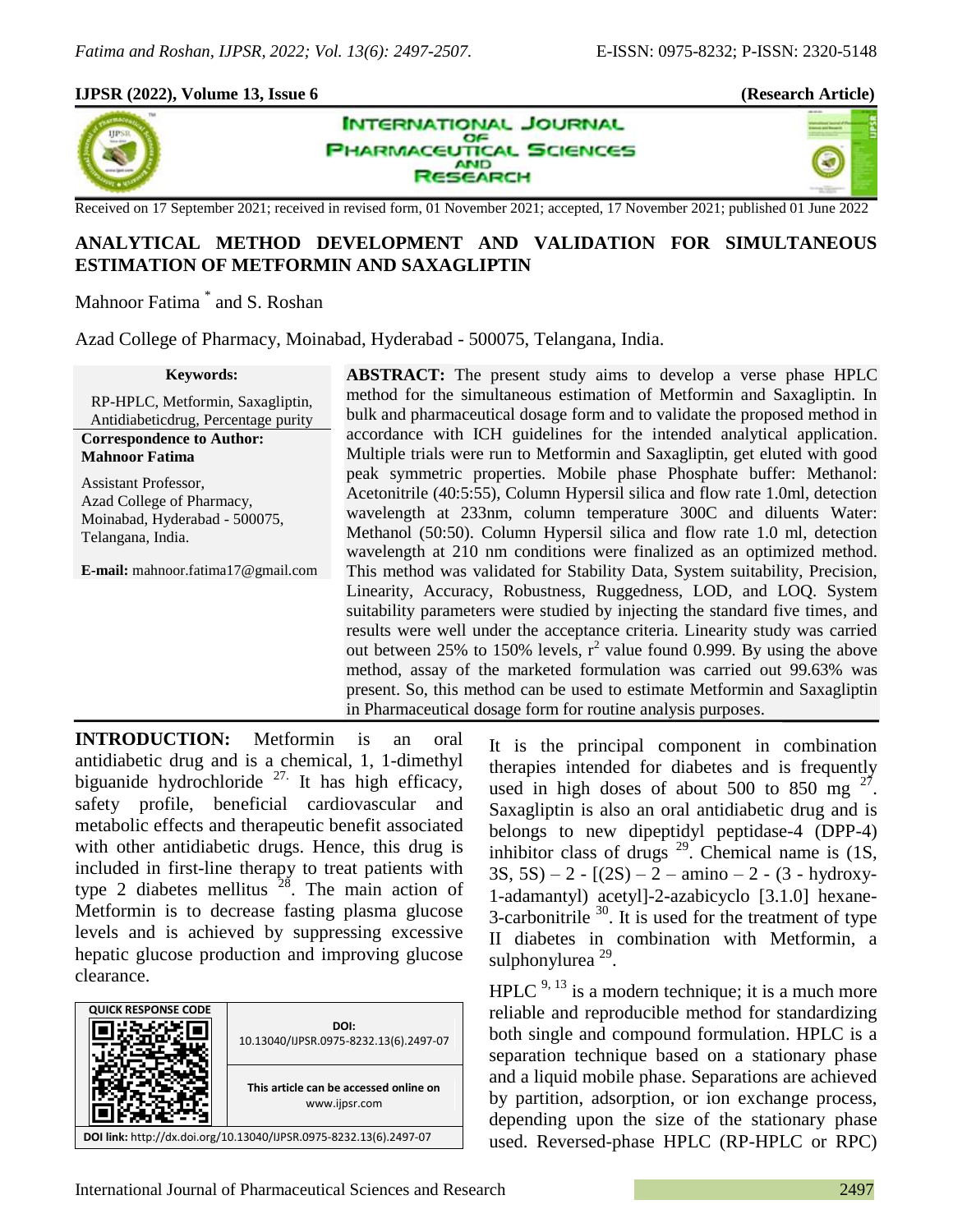**(Research Article)**

Received on 17 September 2021; received in revised form, 01 November 2021; accepted, 17 November 2021; published 01 June 2022

# ANALYTICAL METHOD DEVELOPMENT AND VALIDATION FOR SIMULTANEOUS ESTIMATION OF METFORMIN AND SAXAGLIPTIN

Mahnoor Fatima * and S. Roshan

Azad College of Pharmacy, Moinabad, Hyderabad - 500075, Telangana, India.

**Keywords:**

RP-HPLC, Metformin, Saxagliptin, Antidiabeticdrug, Percentage purity

**Correspondence to Author:**
**Mahnoor Fatima**

Assistant Professor,
Azad College of Pharmacy,
Moinabad, Hyderabad - 500075,
Telangana, India.

**E-mail:** mahnoor.fatima17@gmail.com

**ABSTRACT:** The present study aims to develop a verse phase HPLC method for the simultaneous estimation of Metformin and Saxagliptin. In bulk and pharmaceutical dosage form and to validate the proposed method in accordance with ICH guidelines for the intended analytical application. Multiple trials were run to Metformin and Saxagliptin, get eluted with good peak symmetric properties. Mobile phase Phosphate buffer: Methanol: Acetonitrile (40:5:55), Column Hypersil silica and flow rate 1.0ml, detection wavelength at 233nm, column temperature 300C and diluents Water: Methanol (50:50). Column Hypersil silica and flow rate 1.0 ml, detection wavelength at 210 nm conditions were finalized as an optimized method. This method was validated for Stability Data, System suitability, Precision, Linearity, Accuracy, Robustness, Ruggedness, LOD, and LOQ. System suitability parameters were studied by injecting the standard five times, and results were well under the acceptance criteria. Linearity study was carried out between 25% to 150% levels, $r^2$ value found 0.999. By using the above method, assay of the marketed formulation was carried out 99.63% was present. So, this method can be used to estimate Metformin and Saxagliptin in Pharmaceutical dosage form for routine analysis purposes.

**INTRODUCTION:** Metformin is an oral antidiabetic drug and is a chemical, 1, 1-dimethyl biguanide hydrochloride [27.] It has high efficacy, safety profile, beneficial cardiovascular and metabolic effects and therapeutic benefit associated with other antidiabetic drugs. Hence, this drug is included in first-line therapy to treat patients with type 2 diabetes mellitus [28]. The main action of Metformin is to decrease fasting plasma glucose levels and is achieved by suppressing excessive hepatic glucose production and improving glucose clearance.

| QUICK RESPONSE CODE | DOI: 10.13040/IJPSR.0975-8232.13(6).2497-07 |
|---|---|
| | This article can be accessed online on www.ijpsr.com |
| DOI link: http://dx.doi.org/10.13040/IJPSR.0975-8232.13(6).2497-07 | |

It is the principal component in combination therapies intended for diabetes and is frequently used in high doses of about 500 to 850 mg [27]. Saxagliptin is also an oral antidiabetic drug and is belongs to new dipeptidyl peptidase-4 (DPP-4) inhibitor class of drugs [29]. Chemical name is (1S, 3S, 5S) – 2 - [(2S) – 2 – amino – 2 - (3 - hydroxy-1-adamantyl) acetyl]-2-azabicyclo [3.1.0] hexane-3-carbonitrile [30]. It is used for the treatment of type II diabetes in combination with Metformin, a sulphonylurea [29].

HPLC [9, 13] is a modern technique; it is a much more reliable and reproducible method for standardizing both single and compound formulation. HPLC is a separation technique based on a stationary phase and a liquid mobile phase. Separations are achieved by partition, adsorption, or ion exchange process, depending upon the size of the stationary phase used. Reversed-phase HPLC (RP-HPLC or RPC)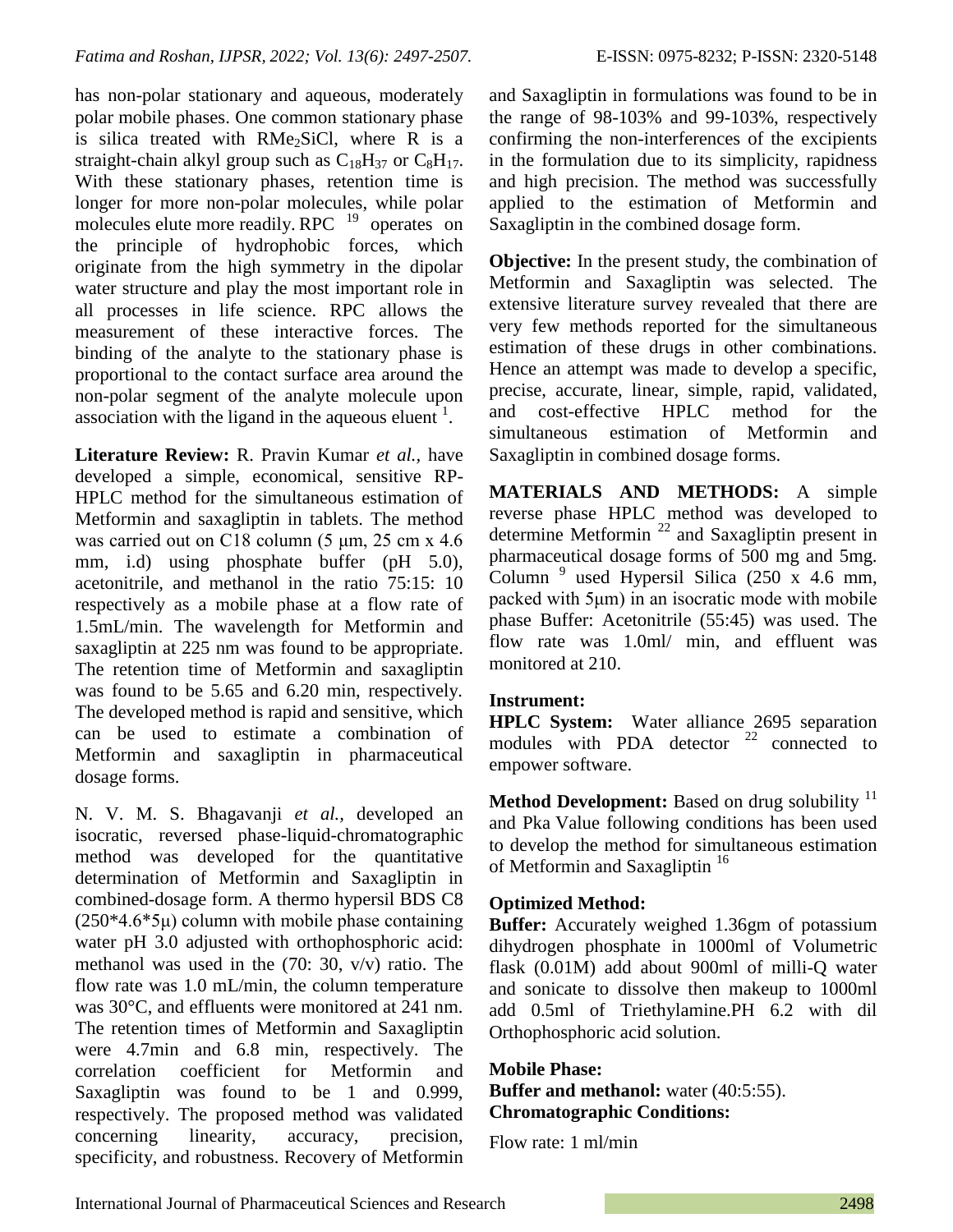has non-polar stationary and aqueous, moderately polar mobile phases. One common stationary phase is silica treated with $RMe_2SiCl$, where R is a straight-chain alkyl group such as $C_{18}H_{37}$ or $C_8H_{17}$. With these stationary phases, retention time is longer for more non-polar molecules, while polar molecules elute more readily. RPC [19] operates on the principle of hydrophobic forces, which originate from the high symmetry in the dipolar water structure and play the most important role in all processes in life science. RPC allows the measurement of these interactive forces. The binding of the analyte to the stationary phase is proportional to the contact surface area around the non-polar segment of the analyte molecule upon association with the ligand in the aqueous eluent [1].

**Literature Review:** R. Pravin Kumar *et al.,* have developed a simple, economical, sensitive RP-HPLC method for the simultaneous estimation of Metformin and saxagliptin in tablets. The method was carried out on C18 column (5 μm, 25 cm x 4.6 mm, i.d) using phosphate buffer (pH 5.0), acetonitrile, and methanol in the ratio 75:15: 10 respectively as a mobile phase at a flow rate of 1.5mL/min. The wavelength for Metformin and saxagliptin at 225 nm was found to be appropriate. The retention time of Metformin and saxagliptin was found to be 5.65 and 6.20 min, respectively. The developed method is rapid and sensitive, which can be used to estimate a combination of Metformin and saxagliptin in pharmaceutical dosage forms.

N. V. M. S. Bhagavanji *et al.,* developed an isocratic, reversed phase-liquid-chromatographic method was developed for the quantitative determination of Metformin and Saxagliptin in combined-dosage form. A thermo hypersil BDS C8 (250*4.6*5μ) column with mobile phase containing water pH 3.0 adjusted with orthophosphoric acid: methanol was used in the (70: 30, v/v) ratio. The flow rate was 1.0 mL/min, the column temperature was 30°C, and effluents were monitored at 241 nm. The retention times of Metformin and Saxagliptin were 4.7min and 6.8 min, respectively. The correlation coefficient for Metformin and Saxagliptin was found to be 1 and 0.999, respectively. The proposed method was validated concerning linearity, accuracy, precision, specificity, and robustness. Recovery of Metformin and Saxagliptin in formulations was found to be in the range of 98-103% and 99-103%, respectively confirming the non-interferences of the excipients in the formulation due to its simplicity, rapidness and high precision. The method was successfully applied to the estimation of Metformin and Saxagliptin in the combined dosage form.

**Objective:** In the present study, the combination of Metformin and Saxagliptin was selected. The extensive literature survey revealed that there are very few methods reported for the simultaneous estimation of these drugs in other combinations. Hence an attempt was made to develop a specific, precise, accurate, linear, simple, rapid, validated, and cost-effective HPLC method for the simultaneous estimation of Metformin and Saxagliptin in combined dosage forms.

**MATERIALS AND METHODS:** A simple reverse phase HPLC method was developed to determine Metformin [22] and Saxagliptin present in pharmaceutical dosage forms of 500 mg and 5mg. Column [9] used Hypersil Silica (250 x 4.6 mm, packed with 5μm) in an isocratic mode with mobile phase Buffer: Acetonitrile (55:45) was used. The flow rate was 1.0ml/ min, and effluent was monitored at 210.

**Instrument:**

**HPLC System:** Water alliance 2695 separation modules with PDA detector [22] connected to empower software.

**Method Development:** Based on drug solubility [11] and Pka Value following conditions has been used to develop the method for simultaneous estimation of Metformin and Saxagliptin [16]

**Optimized Method:**

**Buffer:** Accurately weighed 1.36gm of potassium dihydrogen phosphate in 1000ml of Volumetric flask (0.01M) add about 900ml of milli-Q water and sonicate to dissolve then makeup to 1000ml add 0.5ml of Triethylamine.PH 6.2 with dil Orthophosphoric acid solution.

**Mobile Phase:**

**Buffer and methanol:** water (40:5:55).

**Chromatographic Conditions:**

Flow rate: 1 ml/min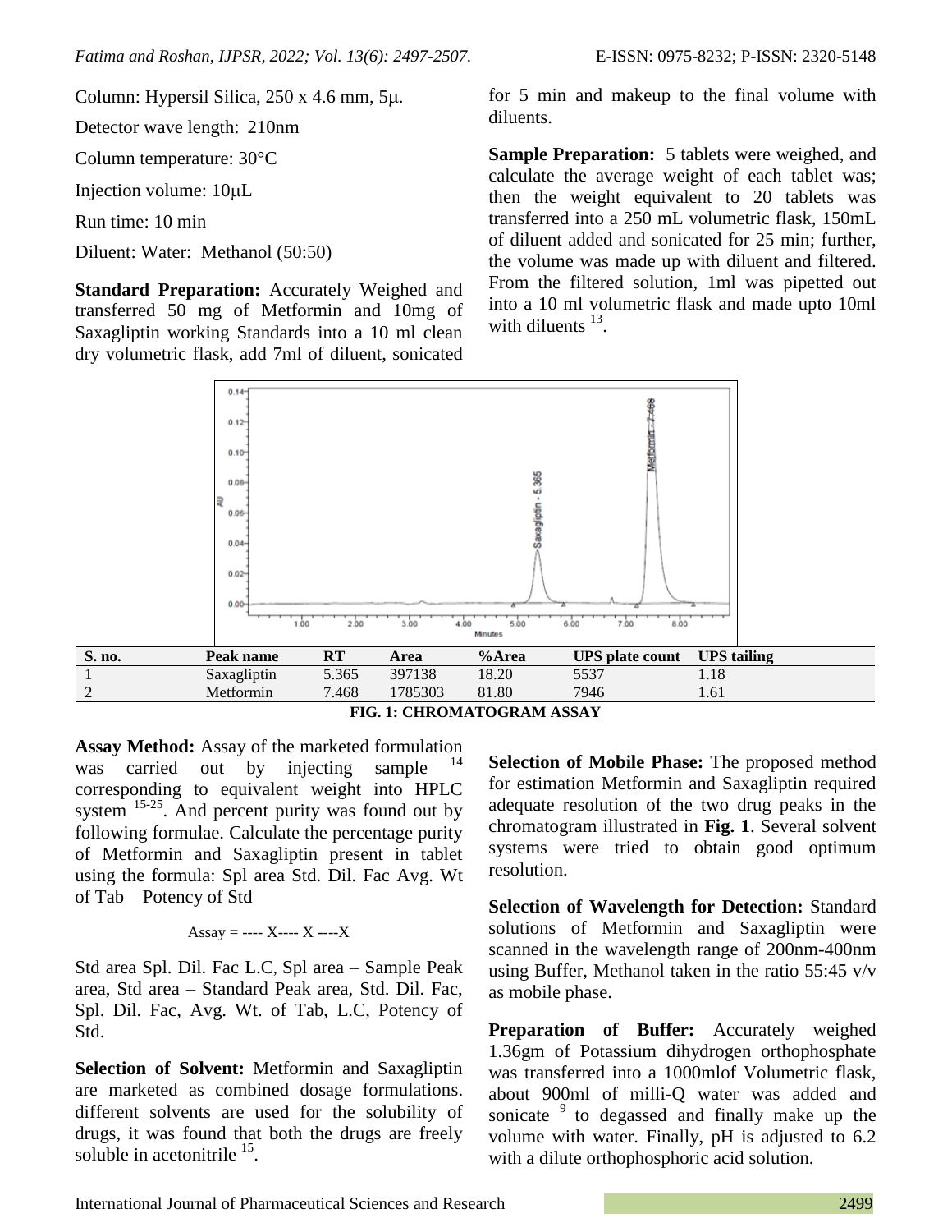Column: Hypersil Silica, 250 x 4.6 mm, 5μ.

Detector wave length: 210nm

Column temperature: 30°C

Injection volume: 10μL

Run time: 10 min

Diluent: Water: Methanol (50:50)

**Standard Preparation:** Accurately Weighed and transferred 50 mg of Metformin and 10mg of Saxagliptin working Standards into a 10 ml clean dry volumetric flask, add 7ml of diluent, sonicated for 5 min and makeup to the final volume with diluents.

**Sample Preparation:** 5 tablets were weighed, and calculate the average weight of each tablet was; then the weight equivalent to 20 tablets was transferred into a 250 mL volumetric flask, 150mL of diluent added and sonicated for 25 min; further, the volume was made up with diluent and filtered. From the filtered solution, 1ml was pipetted out into a 10 ml volumetric flask and made upto 10ml with diluents [13].

| S. no. | Peak name | RT | Area | %Area | UPS plate count | UPS tailing |
|---|---|---|---|---|---|---|
| 1 | Saxagliptin | 5.365 | 397138 | 18.20 | 5537 | 1.18 |
| 2 | Metformin | 7.468 | 1785303 | 81.80 | 7946 | 1.61 |

**FIG. 1: CHROMATOGRAM ASSAY**

**Assay Method:** Assay of the marketed formulation was carried out by injecting sample [14] corresponding to equivalent weight into HPLC system [15-25]. And percent purity was found out by following formulae. Calculate the percentage purity of Metformin and Saxagliptin present in tablet using the formula: Spl area Std. Dil. Fac Avg. Wt of Tab Potency of Std

Assay = ---- X---- X ----X

Std area Spl. Dil. Fac L.C, Spl area – Sample Peak area, Std area – Standard Peak area, Std. Dil. Fac, Spl. Dil. Fac, Avg. Wt. of Tab, L.C, Potency of Std.

**Selection of Solvent:** Metformin and Saxagliptin are marketed as combined dosage formulations. different solvents are used for the solubility of drugs, it was found that both the drugs are freely soluble in acetonitrile [15].

**Selection of Mobile Phase:** The proposed method for estimation Metformin and Saxagliptin required adequate resolution of the two drug peaks in the chromatogram illustrated in **Fig. 1**. Several solvent systems were tried to obtain good optimum resolution.

**Selection of Wavelength for Detection:** Standard solutions of Metformin and Saxagliptin were scanned in the wavelength range of 200nm-400nm using Buffer, Methanol taken in the ratio 55:45 v/v as mobile phase.

**Preparation of Buffer:** Accurately weighed 1.36gm of Potassium dihydrogen orthophosphate was transferred into a 1000mlof Volumetric flask, about 900ml of milli-Q water was added and sonicate [9] to degassed and finally make up the volume with water. Finally, pH is adjusted to 6.2 with a dilute orthophosphoric acid solution.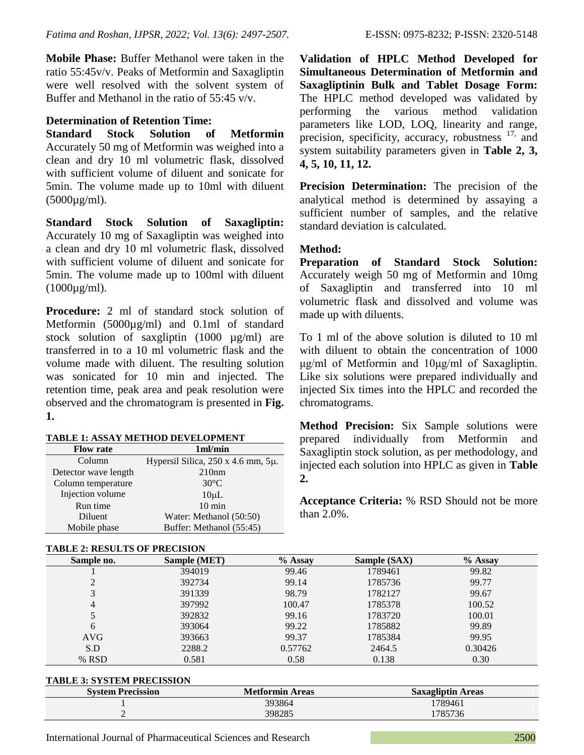**Mobile Phase:** Buffer Methanol were taken in the ratio 55:45v/v. Peaks of Metformin and Saxagliptin were well resolved with the solvent system of Buffer and Methanol in the ratio of 55:45 v/v.

**Determination of Retention Time:**

**Standard Stock Solution of Metformin** Accurately 50 mg of Metformin was weighed into a clean and dry 10 ml volumetric flask, dissolved with sufficient volume of diluent and sonicate for 5min. The volume made up to 10ml with diluent (5000µg/ml).

**Standard Stock Solution of Saxagliptin:** Accurately 10 mg of Saxagliptin was weighed into a clean and dry 10 ml volumetric flask, dissolved with sufficient volume of diluent and sonicate for 5min. The volume made up to 100ml with diluent (1000µg/ml).

**Procedure:** 2 ml of standard stock solution of Metformin (5000µg/ml) and 0.1ml of standard stock solution of saxgliptin (1000 µg/ml) are transferred in to a 10 ml volumetric flask and the volume made with diluent. The resulting solution was sonicated for 10 min and injected. The retention time, peak area and peak resolution were observed and the chromatogram is presented in **Fig. 1.**

**TABLE 1: ASSAY METHOD DEVELOPMENT**

| Flow rate | 1ml/min |
|---|---|
| Column | Hypersil Silica, 250 x 4.6 mm, 5µ. |
| Detector wave length | 210nm |
| Column temperature | 30°C |
| Injection volume | 10µL |
| Run time | 10 min |
| Diluent | Water: Methanol (50:50) |
| Mobile phase | Buffer: Methanol (55:45) |

**Validation of HPLC Method Developed for Simultaneous Determination of Metformin and Saxagliptinin Bulk and Tablet Dosage Form:** The HPLC method developed was validated by performing the various method validation parameters like LOD, LOQ, linearity and range, precision, specificity, accuracy, robustness [17,] and system suitability parameters given in **Table 2, 3, 4, 5, 10, 11, 12.**

**Precision Determination:** The precision of the analytical method is determined by assaying a sufficient number of samples, and the relative standard deviation is calculated.

**Method:**

**Preparation of Standard Stock Solution:** Accurately weigh 50 mg of Metformin and 10mg of Saxagliptin and transferred into 10 ml volumetric flask and dissolved and volume was made up with diluents.

To 1 ml of the above solution is diluted to 10 ml with diluent to obtain the concentration of 1000 µg/ml of Metformin and 10µg/ml of Saxagliptin. Like six solutions were prepared individually and injected Six times into the HPLC and recorded the chromatograms.

**Method Precision:** Six Sample solutions were prepared individually from Metformin and Saxagliptin stock solution, as per methodology, and injected each solution into HPLC as given in **Table 2.**

**Acceptance Criteria:** % RSD Should not be more than 2.0%.

**TABLE 2: RESULTS OF PRECISION**

| Sample no. | Sample (MET) | % Assay | Sample (SAX) | % Assay |
|---|---|---|---|---|
| 1 | 394019 | 99.46 | 1789461 | 99.82 |
| 2 | 392734 | 99.14 | 1785736 | 99.77 |
| 3 | 391339 | 98.79 | 1782127 | 99.67 |
| 4 | 397992 | 100.47 | 1785378 | 100.52 |
| 5 | 392832 | 99.16 | 1783720 | 100.01 |
| 6 | 393064 | 99.22 | 1785882 | 99.89 |
| AVG | 393663 | 99.37 | 1785384 | 99.95 |
| S.D | 2288.2 | 0.57762 | 2464.5 | 0.30426 |
| % RSD | 0.581 | 0.58 | 0.138 | 0.30 |

**TABLE 3: SYSTEM PRECISSION**

| System Precission | Metformin Areas | Saxagliptin Areas |
|---|---|---|
| 1 | 393864 | 1789461 |
| 2 | 398285 | 1785736 |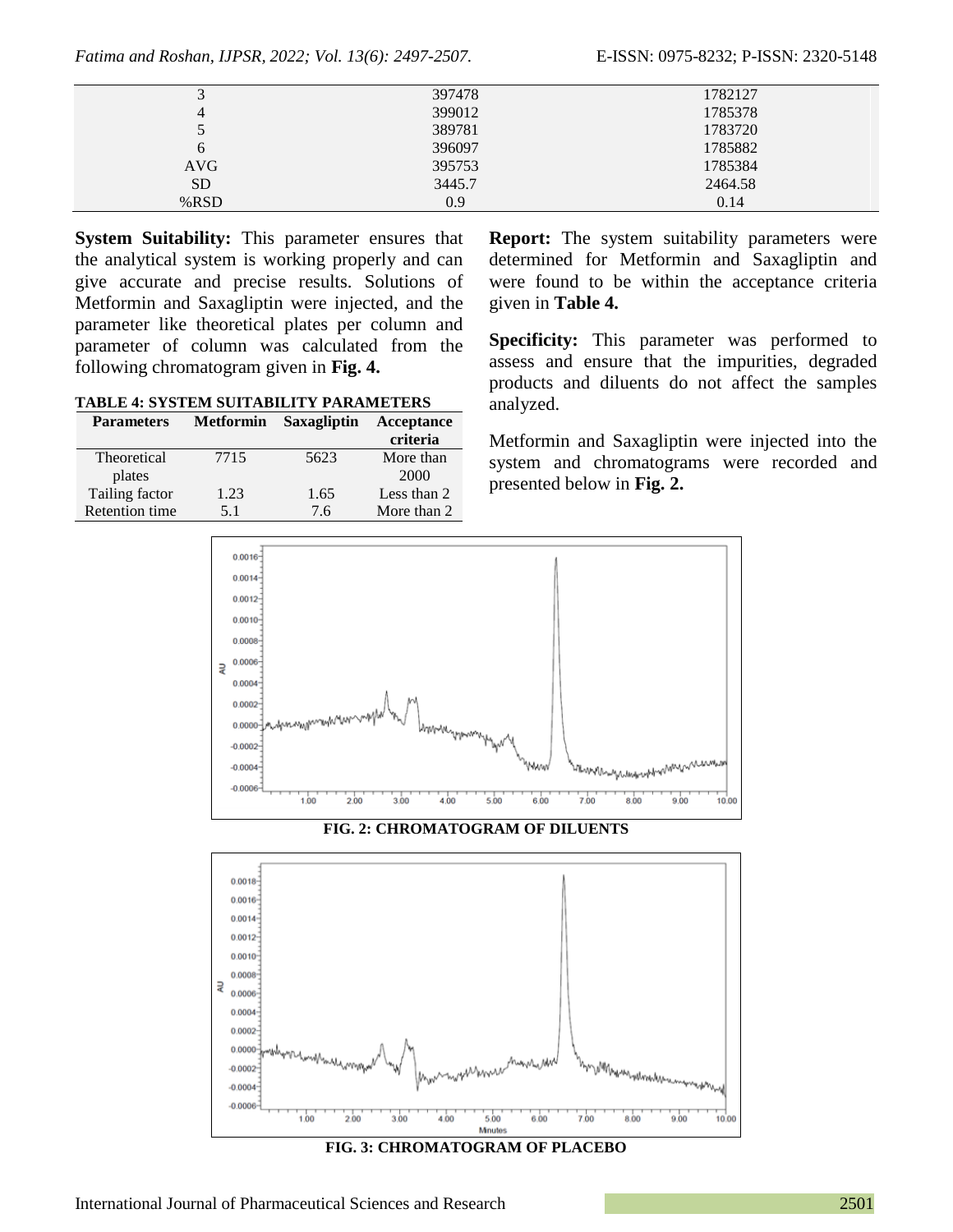| 3 | 397478 | 1782127 |
|---|---|---|
| 4 | 399012 | 1785378 |
| 5 | 389781 | 1783720 |
| 6 | 396097 | 1785882 |
| AVG | 395753 | 1785384 |
| SD | 3445.7 | 2464.58 |
| %RSD | 0.9 | 0.14 |

**System Suitability:** This parameter ensures that the analytical system is working properly and can give accurate and precise results. Solutions of Metformin and Saxagliptin were injected, and the parameter like theoretical plates per column and parameter of column was calculated from the following chromatogram given in **Fig. 4.**

**TABLE 4: SYSTEM SUITABILITY PARAMETERS**

| Parameters | Metformin | Saxagliptin | Acceptance criteria |
|---|---|---|---|
| Theoretical plates | 7715 | 5623 | More than 2000 |
| Tailing factor | 1.23 | 1.65 | Less than 2 |
| Retention time | 5.1 | 7.6 | More than 2 |

**Report:** The system suitability parameters were determined for Metformin and Saxagliptin and were found to be within the acceptance criteria given in **Table 4.**

**Specificity:** This parameter was performed to assess and ensure that the impurities, degraded products and diluents do not affect the samples analyzed.

Metformin and Saxagliptin were injected into the system and chromatograms were recorded and presented below in **Fig. 2.**

**FIG. 2: CHROMATOGRAM OF DILUENTS**

**FIG. 3: CHROMATOGRAM OF PLACEBO**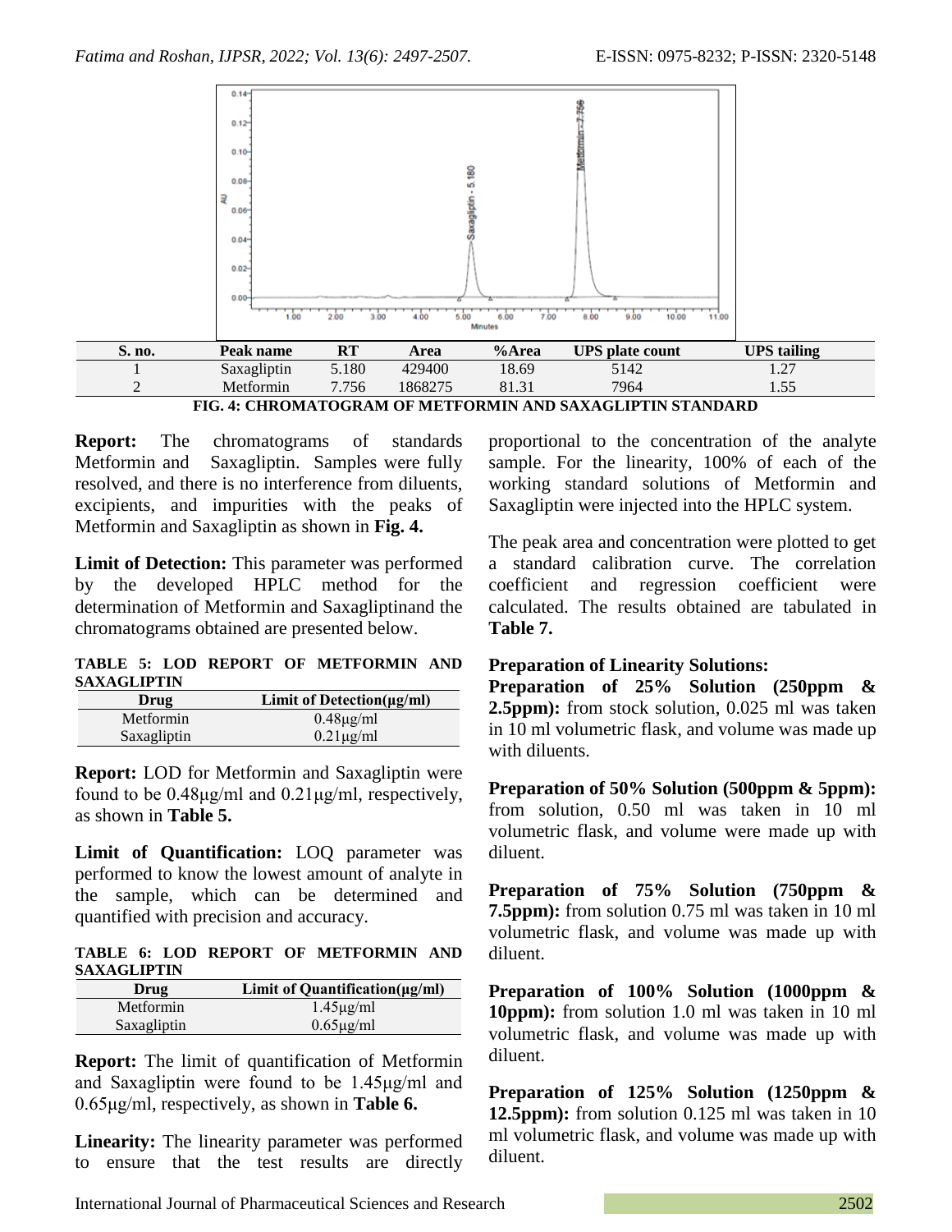| S. no. | Peak name | RT | Area | %Area | UPS plate count | UPS tailing |
|---|---|---|---|---|---|---|
| 1 | Saxagliptin | 5.180 | 429400 | 18.69 | 5142 | 1.27 |
| 2 | Metformin | 7.756 | 1868275 | 81.31 | 7964 | 1.55 |

**FIG. 4: CHROMATOGRAM OF METFORMIN AND SAXAGLIPTIN STANDARD**

**Report:** The chromatograms of standards Metformin and Saxagliptin. Samples were fully resolved, and there is no interference from diluents, excipients, and impurities with the peaks of Metformin and Saxagliptin as shown in **Fig. 4.**

**Limit of Detection:** This parameter was performed by the developed HPLC method for the determination of Metformin and Saxagliptinand the chromatograms obtained are presented below.

**TABLE 5: LOD REPORT OF METFORMIN AND SAXAGLIPTIN**

| Drug | Limit of Detection(μg/ml) |
|---|---|
| Metformin | 0.48μg/ml |
| Saxagliptin | 0.21μg/ml |

**Report:** LOD for Metformin and Saxagliptin were found to be 0.48μg/ml and 0.21μg/ml, respectively, as shown in **Table 5.**

**Limit of Quantification:** LOQ parameter was performed to know the lowest amount of analyte in the sample, which can be determined and quantified with precision and accuracy.

**TABLE 6: LOD REPORT OF METFORMIN AND SAXAGLIPTIN**

| Drug | Limit of Quantification(μg/ml) |
|---|---|
| Metformin | 1.45μg/ml |
| Saxagliptin | 0.65μg/ml |

**Report:** The limit of quantification of Metformin and Saxagliptin were found to be 1.45μg/ml and 0.65μg/ml, respectively, as shown in **Table 6.**

**Linearity:** The linearity parameter was performed to ensure that the test results are directly proportional to the concentration of the analyte sample. For the linearity, 100% of each of the working standard solutions of Metformin and Saxagliptin were injected into the HPLC system.

The peak area and concentration were plotted to get a standard calibration curve. The correlation coefficient and regression coefficient were calculated. The results obtained are tabulated in **Table 7.**

**Preparation of Linearity Solutions:**

**Preparation of 25% Solution (250ppm & 2.5ppm):** from stock solution, 0.025 ml was taken in 10 ml volumetric flask, and volume was made up with diluents.

**Preparation of 50% Solution (500ppm & 5ppm):** from solution, 0.50 ml was taken in 10 ml volumetric flask, and volume were made up with diluent.

**Preparation of 75% Solution (750ppm & 7.5ppm):** from solution 0.75 ml was taken in 10 ml volumetric flask, and volume was made up with diluent.

**Preparation of 100% Solution (1000ppm & 10ppm):** from solution 1.0 ml was taken in 10 ml volumetric flask, and volume was made up with diluent.

**Preparation of 125% Solution (1250ppm & 12.5ppm):** from solution 0.125 ml was taken in 10 ml volumetric flask, and volume was made up with diluent.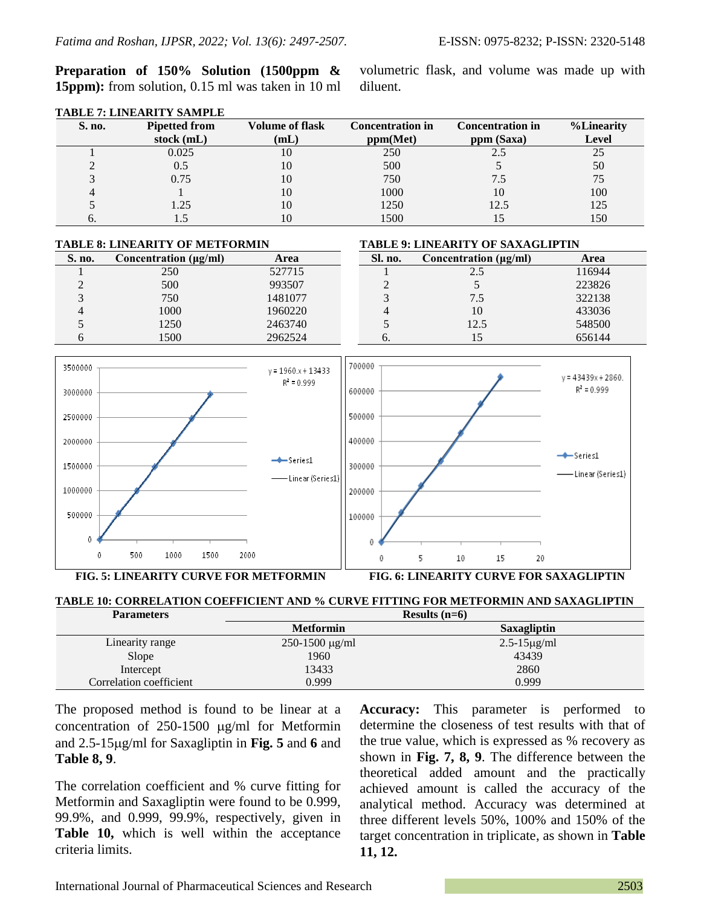**Preparation of 150% Solution (1500ppm & 15ppm):** from solution, 0.15 ml was taken in 10 ml volumetric flask, and volume was made up with diluent.

**TABLE 7: LINEARITY SAMPLE**

| S. no. | Pipetted from stock (mL) | Volume of flask (mL) | Concentration in ppm(Met) | Concentration in ppm (Saxa) | %Linearity Level |
|---|---|---|---|---|---|
| 1 | 0.025 | 10 | 250 | 2.5 | 25 |
| 2 | 0.5 | 10 | 500 | 5 | 50 |
| 3 | 0.75 | 10 | 750 | 7.5 | 75 |
| 4 | 1 | 10 | 1000 | 10 | 100 |
| 5 | 1.25 | 10 | 1250 | 12.5 | 125 |
| 6. | 1.5 | 10 | 1500 | 15 | 150 |

**TABLE 8: LINEARITY OF METFORMIN**

| S. no. | Concentration (μg/ml) | Area |
|---|---|---|
| 1 | 250 | 527715 |
| 2 | 500 | 993507 |
| 3 | 750 | 1481077 |
| 4 | 1000 | 1960220 |
| 5 | 1250 | 2463740 |
| 6 | 1500 | 2962524 |

**TABLE 9: LINEARITY OF SAXAGLIPTIN**

| Sl. no. | Concentration (μg/ml) | Area |
|---|---|---|
| 1 | 2.5 | 116944 |
| 2 | 5 | 223826 |
| 3 | 7.5 | 322138 |
| 4 | 10 | 433036 |
| 5 | 12.5 | 548500 |
| 6. | 15 | 656144 |

$y = 1960.x + 13433$
$R^2 = 0.999$

**FIG. 5: LINEARITY CURVE FOR METFORMIN**

$y = 43439x + 2860.$
$R^2 = 0.999$

**FIG. 6: LINEARITY CURVE FOR SAXAGLIPTIN**

**TABLE 10: CORRELATION COEFFICIENT AND % CURVE FITTING FOR METFORMIN AND SAXAGLIPTIN**

| Parameters | Results (n=6) | |
|---|---|---|
| | Metformin | Saxagliptin |
| Linearity range | 250-1500 μg/ml | 2.5-15μg/ml |
| Slope | 1960 | 43439 |
| Intercept | 13433 | 2860 |
| Correlation coefficient | 0.999 | 0.999 |

The proposed method is found to be linear at a concentration of 250-1500 μg/ml for Metformin and 2.5-15μg/ml for Saxagliptin in **Fig. 5** and **6** and **Table 8, 9**.

The correlation coefficient and % curve fitting for Metformin and Saxagliptin were found to be 0.999, 99.9%, and 0.999, 99.9%, respectively, given in **Table 10,** which is well within the acceptance criteria limits.

**Accuracy:** This parameter is performed to determine the closeness of test results with that of the true value, which is expressed as % recovery as shown in **Fig. 7, 8, 9**. The difference between the theoretical added amount and the practically achieved amount is called the accuracy of the analytical method. Accuracy was determined at three different levels 50%, 100% and 150% of the target concentration in triplicate, as shown in **Table 11, 12.**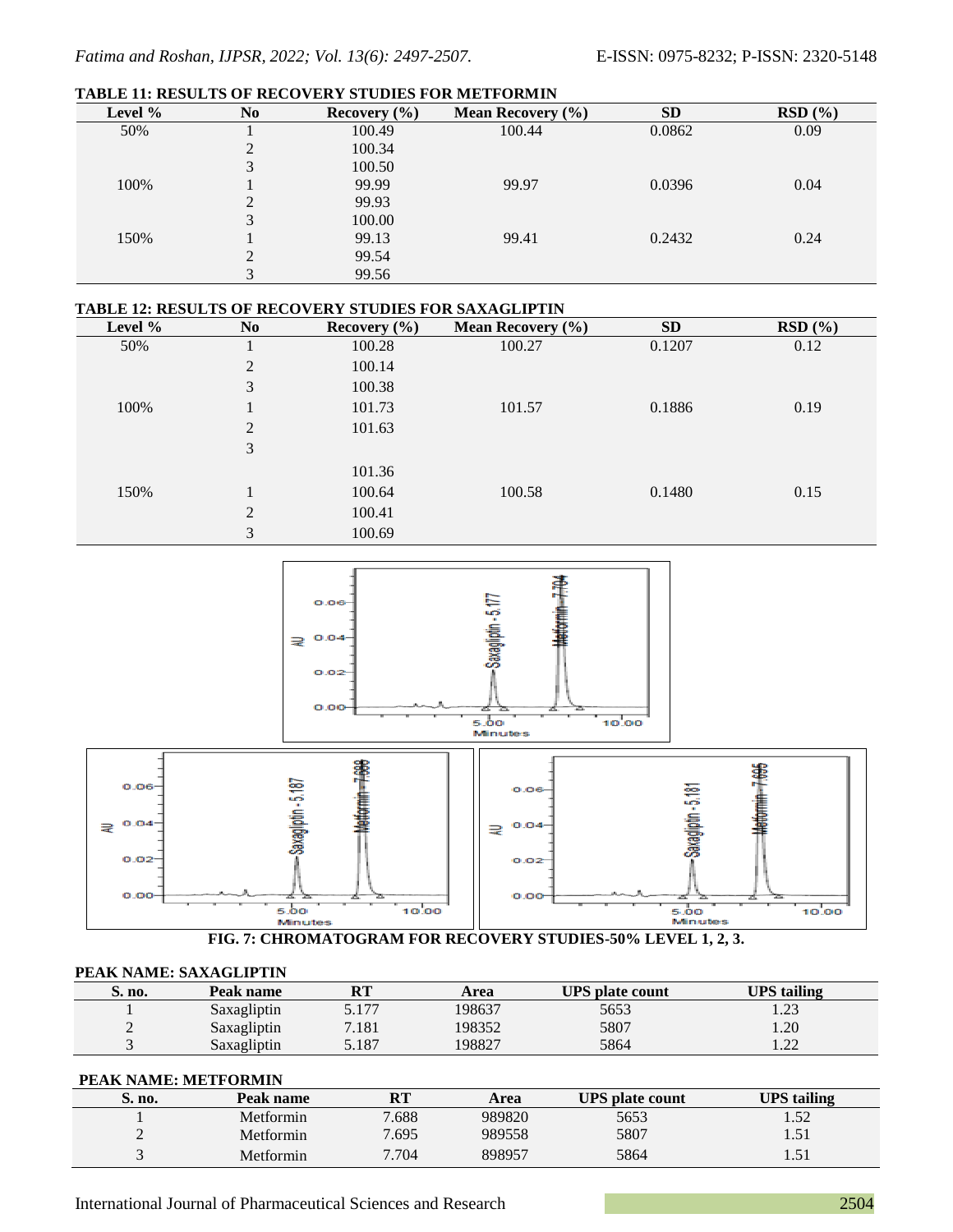**TABLE 11: RESULTS OF RECOVERY STUDIES FOR METFORMIN**

| Level % | No | Recovery (%) | Mean Recovery (%) | SD | RSD (%) |
|---|---|---|---|---|---|
| 50% | 1 | 100.49 | 100.44 | 0.0862 | 0.09 |
| | 2 | 100.34 | | | |
| | 3 | 100.50 | | | |
| 100% | 1 | 99.99 | 99.97 | 0.0396 | 0.04 |
| | 2 | 99.93 | | | |
| | 3 | 100.00 | | | |
| 150% | 1 | 99.13 | 99.41 | 0.2432 | 0.24 |
| | 2 | 99.54 | | | |
| | 3 | 99.56 | | | |

**TABLE 12: RESULTS OF RECOVERY STUDIES FOR SAXAGLIPTIN**

| Level % | No | Recovery (%) | Mean Recovery (%) | SD | RSD (%) |
|---|---|---|---|---|---|
| 50% | 1 | 100.28 | 100.27 | 0.1207 | 0.12 |
| | 2 | 100.14 | | | |
| | 3 | 100.38 | | | |
| 100% | 1 | 101.73 | 101.57 | 0.1886 | 0.19 |
| | 2 | 101.63 | | | |
| | 3 | | | | |
| | | 101.36 | | | |
| 150% | 1 | 100.64 | 100.58 | 0.1480 | 0.15 |
| | 2 | 100.41 | | | |
| | 3 | 100.69 | | | |

**FIG. 7: CHROMATOGRAM FOR RECOVERY STUDIES-50% LEVEL 1, 2, 3.**

**PEAK NAME: SAXAGLIPTIN**

| S. no. | Peak name | RT | Area | UPS plate count | UPS tailing |
|---|---|---|---|---|---|
| 1 | Saxagliptin | 5.177 | 198637 | 5653 | 1.23 |
| 2 | Saxagliptin | 7.181 | 198352 | 5807 | 1.20 |
| 3 | Saxagliptin | 5.187 | 198827 | 5864 | 1.22 |

**PEAK NAME: METFORMIN**

| S. no. | Peak name | RT | Area | UPS plate count | UPS tailing |
|---|---|---|---|---|---|
| 1 | Metformin | 7.688 | 989820 | 5653 | 1.52 |
| 2 | Metformin | 7.695 | 989558 | 5807 | 1.51 |
| 3 | Metformin | 7.704 | 898957 | 5864 | 1.51 |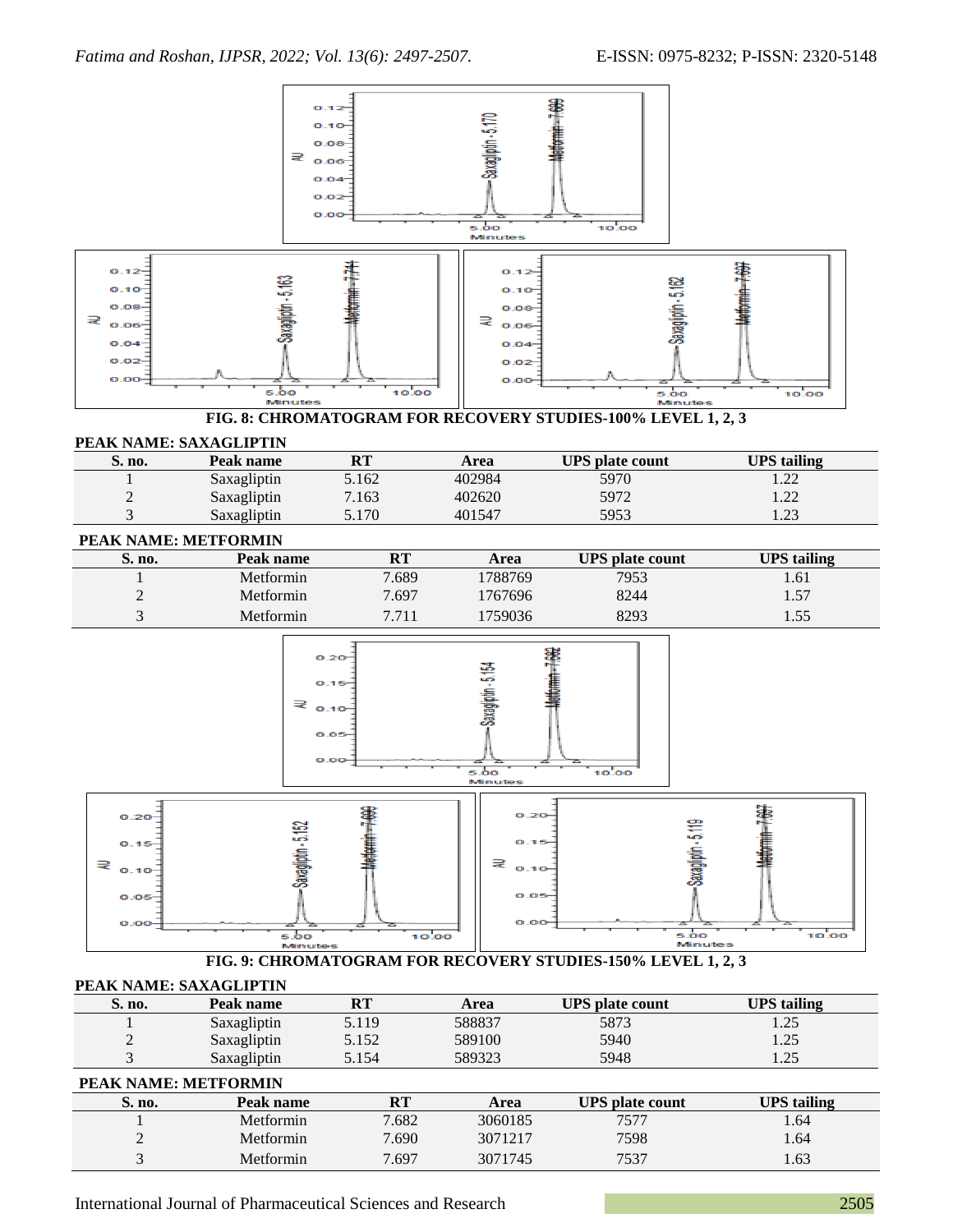FIG. 8: CHROMATOGRAM FOR RECOVERY STUDIES-100% LEVEL 1, 2, 3

**PEAK NAME: SAXAGLIPTIN**

| S. no. | Peak name | RT | Area | UPS plate count | UPS tailing |
|---|---|---|---|---|---|
| 1 | Saxagliptin | 5.162 | 402984 | 5970 | 1.22 |
| 2 | Saxagliptin | 7.163 | 402620 | 5972 | 1.22 |
| 3 | Saxagliptin | 5.170 | 401547 | 5953 | 1.23 |

**PEAK NAME: METFORMIN**

| S. no. | Peak name | RT | Area | UPS plate count | UPS tailing |
|---|---|---|---|---|---|
| 1 | Metformin | 7.689 | 1788769 | 7953 | 1.61 |
| 2 | Metformin | 7.697 | 1767696 | 8244 | 1.57 |
| 3 | Metformin | 7.711 | 1759036 | 8293 | 1.55 |

FIG. 9: CHROMATOGRAM FOR RECOVERY STUDIES-150% LEVEL 1, 2, 3

**PEAK NAME: SAXAGLIPTIN**

| S. no. | Peak name | RT | Area | UPS plate count | UPS tailing |
|---|---|---|---|---|---|
| 1 | Saxagliptin | 5.119 | 588837 | 5873 | 1.25 |
| 2 | Saxagliptin | 5.152 | 589100 | 5940 | 1.25 |
| 3 | Saxagliptin | 5.154 | 589323 | 5948 | 1.25 |

**PEAK NAME: METFORMIN**

| S. no. | Peak name | RT | Area | UPS plate count | UPS tailing |
|---|---|---|---|---|---|
| 1 | Metformin | 7.682 | 3060185 | 7577 | 1.64 |
| 2 | Metformin | 7.690 | 3071217 | 7598 | 1.64 |
| 3 | Metformin | 7.697 | 3071745 | 7537 | 1.63 |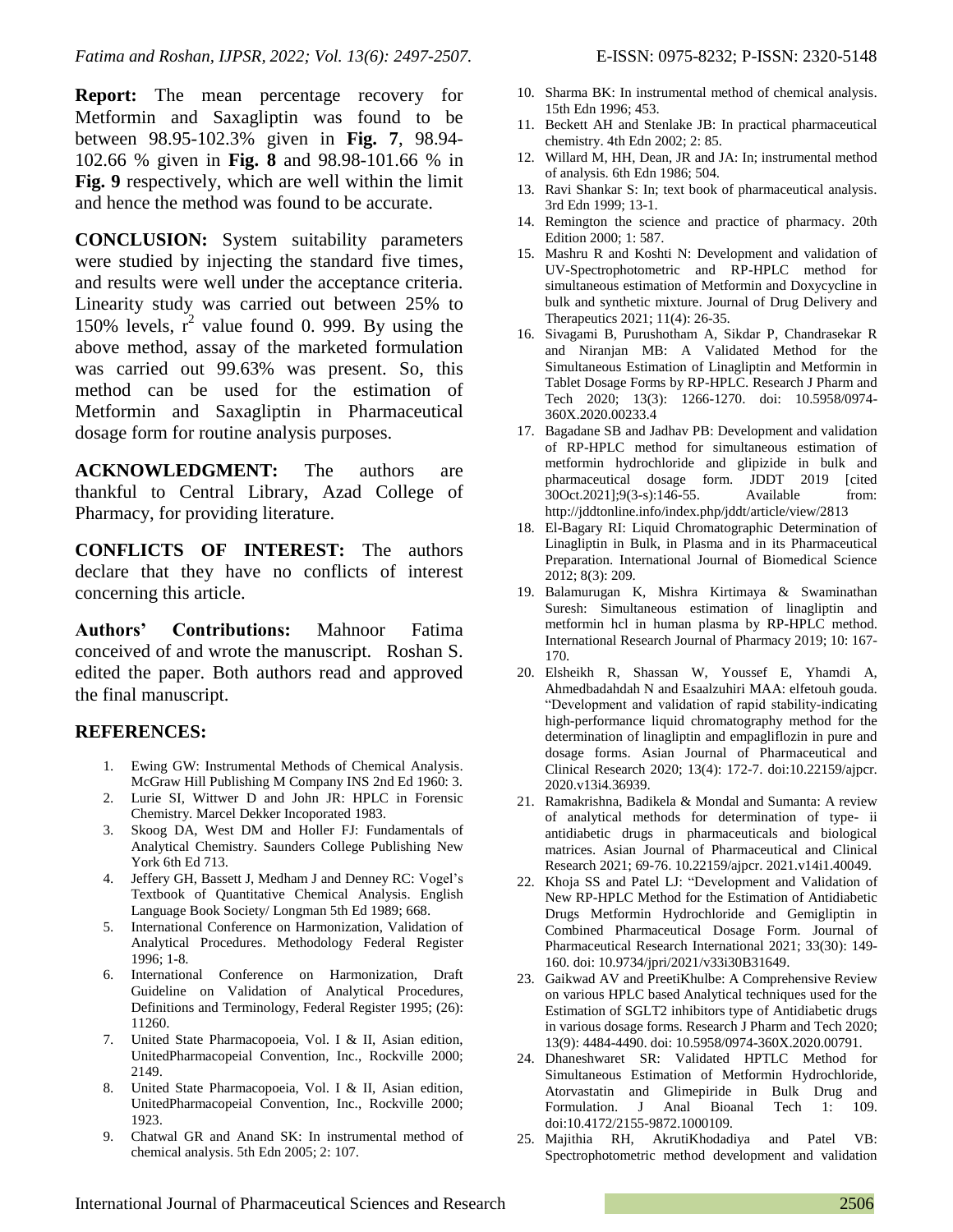**Report:** The mean percentage recovery for Metformin and Saxagliptin was found to be between 98.95-102.3% given in **Fig. 7**, 98.94-102.66 % given in **Fig. 8** and 98.98-101.66 % in **Fig. 9** respectively, which are well within the limit and hence the method was found to be accurate.

**CONCLUSION:** System suitability parameters were studied by injecting the standard five times, and results were well under the acceptance criteria. Linearity study was carried out between 25% to 150% levels, $r^2$ value found 0. 999. By using the above method, assay of the marketed formulation was carried out 99.63% was present. So, this method can be used for the estimation of Metformin and Saxagliptin in Pharmaceutical dosage form for routine analysis purposes.

**ACKNOWLEDGMENT:** The authors are thankful to Central Library, Azad College of Pharmacy, for providing literature.

**CONFLICTS OF INTEREST:** The authors declare that they have no conflicts of interest concerning this article.

**Authors' Contributions:** Mahnoor Fatima conceived of and wrote the manuscript. Roshan S. edited the paper. Both authors read and approved the final manuscript.

## REFERENCES:

1. Ewing GW: Instrumental Methods of Chemical Analysis. McGraw Hill Publishing M Company INS 2nd Ed 1960: 3.
2. Lurie SI, Wittwer D and John JR: HPLC in Forensic Chemistry. Marcel Dekker Incoporated 1983.
3. Skoog DA, West DM and Holler FJ: Fundamentals of Analytical Chemistry. Saunders College Publishing New York 6th Ed 713.
4. Jeffery GH, Bassett J, Medham J and Denney RC: Vogel's Textbook of Quantitative Chemical Analysis. English Language Book Society/ Longman 5th Ed 1989; 668.
5. International Conference on Harmonization, Validation of Analytical Procedures. Methodology Federal Register 1996; 1-8.
6. International Conference on Harmonization, Draft Guideline on Validation of Analytical Procedures, Definitions and Terminology, Federal Register 1995; (26): 11260.
7. United State Pharmacopoeia, Vol. I & II, Asian edition, UnitedPharmacopeial Convention, Inc., Rockville 2000; 2149.
8. United State Pharmacopoeia, Vol. I & II, Asian edition, UnitedPharmacopeial Convention, Inc., Rockville 2000; 1923.
9. Chatwal GR and Anand SK: In instrumental method of chemical analysis. 5th Edn 2005; 2: 107.
10. Sharma BK: In instrumental method of chemical analysis. 15th Edn 1996; 453.
11. Beckett AH and Stenlake JB: In practical pharmaceutical chemistry. 4th Edn 2002; 2: 85.
12. Willard M, HH, Dean, JR and JA: In; instrumental method of analysis. 6th Edn 1986; 504.
13. Ravi Shankar S: In; text book of pharmaceutical analysis. 3rd Edn 1999; 13-1.
14. Remington the science and practice of pharmacy. 20th Edition 2000; 1: 587.
15. Mashru R and Koshti N: Development and validation of UV-Spectrophotometric and RP-HPLC method for simultaneous estimation of Metformin and Doxycycline in bulk and synthetic mixture. Journal of Drug Delivery and Therapeutics 2021; 11(4): 26-35.
16. Sivagami B, Purushotham A, Sikdar P, Chandrasekar R and Niranjan MB: A Validated Method for the Simultaneous Estimation of Linagliptin and Metformin in Tablet Dosage Forms by RP-HPLC. Research J Pharm and Tech 2020; 13(3): 1266-1270. doi: 10.5958/0974-360X.2020.00233.4
17. Bagadane SB and Jadhav PB: Development and validation of RP-HPLC method for simultaneous estimation of metformin hydrochloride and glipizide in bulk and pharmaceutical dosage form. JDDT 2019 [cited 30Oct.2021];9(3-s):146-55. Available from: http://jddtonline.info/index.php/jddt/article/view/2813
18. El-Bagary RI: Liquid Chromatographic Determination of Linagliptin in Bulk, in Plasma and in its Pharmaceutical Preparation. International Journal of Biomedical Science 2012; 8(3): 209.
19. Balamurugan K, Mishra Kirtimaya & Swaminathan Suresh: Simultaneous estimation of linagliptin and metformin hcl in human plasma by RP-HPLC method. International Research Journal of Pharmacy 2019; 10: 167-170.
20. Elsheikh R, Shassan W, Youssef E, Yhamdi A, Ahmedbadahdah N and Esaalzuhiri MAA: elfetouh gouda. "Development and validation of rapid stability-indicating high-performance liquid chromatography method for the determination of linagliptin and empagliflozin in pure and dosage forms. Asian Journal of Pharmaceutical and Clinical Research 2020; 13(4): 172-7. doi:10.22159/ajpcr.2020.v13i4.36939.
21. Ramakrishna, Badikela & Mondal and Sumanta: A review of analytical methods for determination of type- ii antidiabetic drugs in pharmaceuticals and biological matrices. Asian Journal of Pharmaceutical and Clinical Research 2021; 69-76. 10.22159/ajpcr. 2021.v14i1.40049.
22. Khoja SS and Patel LJ: "Development and Validation of New RP-HPLC Method for the Estimation of Antidiabetic Drugs Metformin Hydrochloride and Gemigliptin in Combined Pharmaceutical Dosage Form. Journal of Pharmaceutical Research International 2021; 33(30): 149-160. doi: 10.9734/jpri/2021/v33i30B31649.
23. Gaikwad AV and PreetiKhulbe: A Comprehensive Review on various HPLC based Analytical techniques used for the Estimation of SGLT2 inhibitors type of Antidiabetic drugs in various dosage forms. Research J Pharm and Tech 2020; 13(9): 4484-4490. doi: 10.5958/0974-360X.2020.00791.
24. Dhaneshwaret SR: Validated HPTLC Method for Simultaneous Estimation of Metformin Hydrochloride, Atorvastatin and Glimepiride in Bulk Drug and Formulation. J Anal Bioanal Tech 1: 109. doi:10.4172/2155-9872.1000109.
25. Majithia RH, AkrutiKhodadiya and Patel VB: Spectrophotometric method development and validation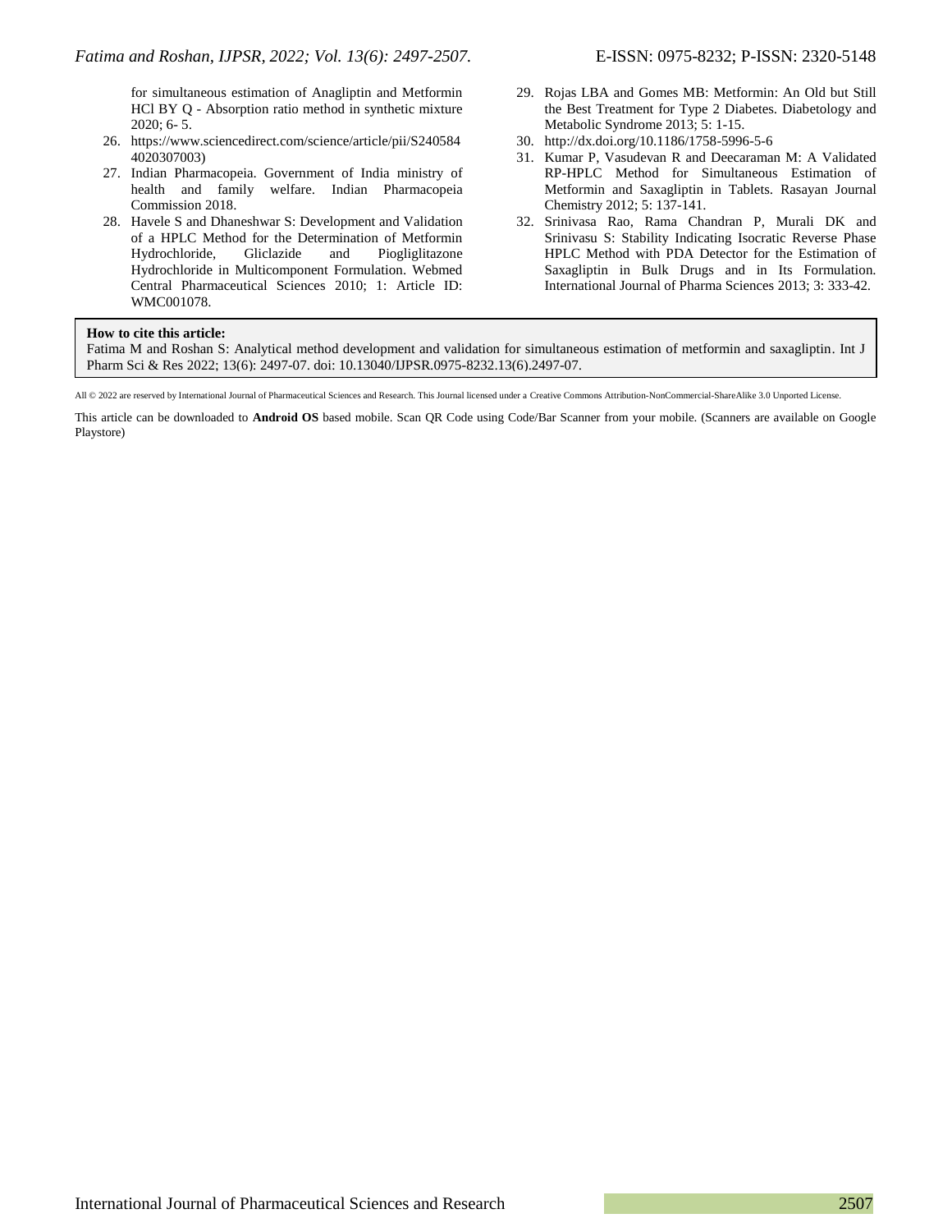for simultaneous estimation of Anagliptin and Metformin HCl BY Q - Absorption ratio method in synthetic mixture 2020; 6- 5.

26. https://www.sciencedirect.com/science/article/pii/S2405844020307003)
27. Indian Pharmacopeia. Government of India ministry of health and family welfare. Indian Pharmacopeia Commission 2018.
28. Havele S and Dhaneshwar S: Development and Validation of a HPLC Method for the Determination of Metformin Hydrochloride, Gliclazide and Piogliglitazone Hydrochloride in Multicomponent Formulation. Webmed Central Pharmaceutical Sciences 2010; 1: Article ID: WMC001078.
29. Rojas LBA and Gomes MB: Metformin: An Old but Still the Best Treatment for Type 2 Diabetes. Diabetology and Metabolic Syndrome 2013; 5: 1-15.
30. http://dx.doi.org/10.1186/1758-5996-5-6
31. Kumar P, Vasudevan R and Deecaraman M: A Validated RP-HPLC Method for Simultaneous Estimation of Metformin and Saxagliptin in Tablets. Rasayan Journal Chemistry 2012; 5: 137-141.
32. Srinivasa Rao, Rama Chandran P, Murali DK and Srinivasu S: Stability Indicating Isocratic Reverse Phase HPLC Method with PDA Detector for the Estimation of Saxagliptin in Bulk Drugs and in Its Formulation. International Journal of Pharma Sciences 2013; 3: 333-42.

**How to cite this article:**
Fatima M and Roshan S: Analytical method development and validation for simultaneous estimation of metformin and saxagliptin. Int J Pharm Sci & Res 2022; 13(6): 2497-07. doi: 10.13040/IJPSR.0975-8232.13(6).2497-07.

All © 2022 are reserved by International Journal of Pharmaceutical Sciences and Research. This Journal licensed under a Creative Commons Attribution-NonCommercial-ShareAlike 3.0 Unported License.

This article can be downloaded to **Android OS** based mobile. Scan QR Code using Code/Bar Scanner from your mobile. (Scanners are available on Google Playstore)